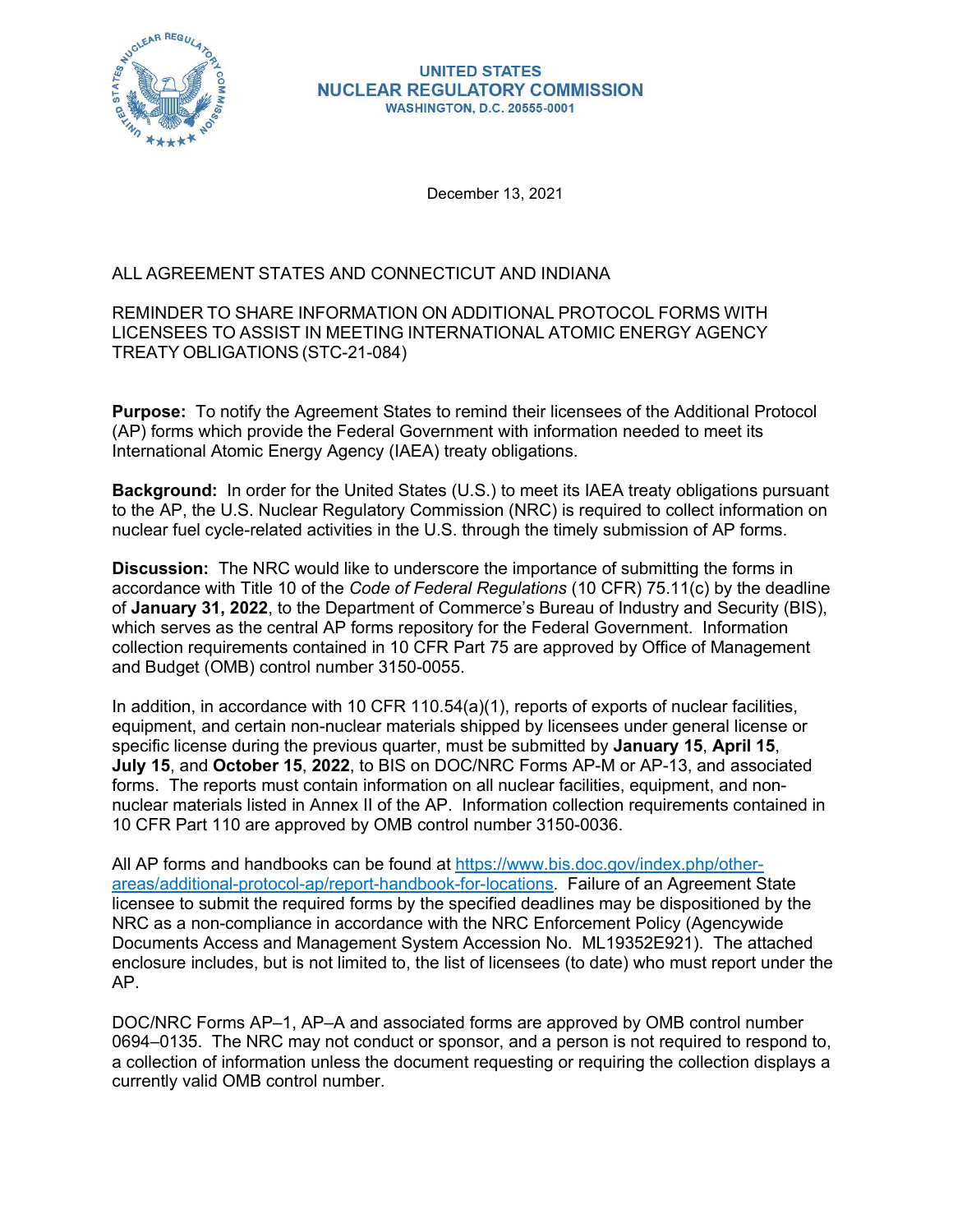**UNITED STATES**
**NUCLEAR REGULATORY COMMISSION**
**WASHINGTON, D.C. 20555-0001**

December 13, 2021

ALL AGREEMENT STATES AND CONNECTICUT AND INDIANA

REMINDER TO SHARE INFORMATION ON ADDITIONAL PROTOCOL FORMS WITH LICENSEES TO ASSIST IN MEETING INTERNATIONAL ATOMIC ENERGY AGENCY TREATY OBLIGATIONS (STC-21-084)

**Purpose:** To notify the Agreement States to remind their licensees of the Additional Protocol (AP) forms which provide the Federal Government with information needed to meet its International Atomic Energy Agency (IAEA) treaty obligations.

**Background:** In order for the United States (U.S.) to meet its IAEA treaty obligations pursuant to the AP, the U.S. Nuclear Regulatory Commission (NRC) is required to collect information on nuclear fuel cycle-related activities in the U.S. through the timely submission of AP forms.

**Discussion:** The NRC would like to underscore the importance of submitting the forms in accordance with Title 10 of the *Code of Federal Regulations* (10 CFR) 75.11(c) by the deadline of **January 31, 2022**, to the Department of Commerce's Bureau of Industry and Security (BIS), which serves as the central AP forms repository for the Federal Government. Information collection requirements contained in 10 CFR Part 75 are approved by Office of Management and Budget (OMB) control number 3150-0055.

In addition, in accordance with 10 CFR 110.54(a)(1), reports of exports of nuclear facilities, equipment, and certain non-nuclear materials shipped by licensees under general license or specific license during the previous quarter, must be submitted by **January 15**, **April 15**, **July 15**, and **October 15**, **2022**, to BIS on DOC/NRC Forms AP-M or AP-13, and associated forms. The reports must contain information on all nuclear facilities, equipment, and non-nuclear materials listed in Annex II of the AP. Information collection requirements contained in 10 CFR Part 110 are approved by OMB control number 3150-0036.

All AP forms and handbooks can be found at [https://www.bis.doc.gov/index.php/other-areas/additional-protocol-ap/report-handbook-for-locations](https://www.bis.doc.gov/index.php/other-areas/additional-protocol-ap/report-handbook-for-locations). Failure of an Agreement State licensee to submit the required forms by the specified deadlines may be dispositioned by the NRC as a non-compliance in accordance with the NRC Enforcement Policy (Agencywide Documents Access and Management System Accession No. ML19352E921). The attached enclosure includes, but is not limited to, the list of licensees (to date) who must report under the AP.

DOC/NRC Forms AP–1, AP–A and associated forms are approved by OMB control number 0694–0135. The NRC may not conduct or sponsor, and a person is not required to respond to, a collection of information unless the document requesting or requiring the collection displays a currently valid OMB control number.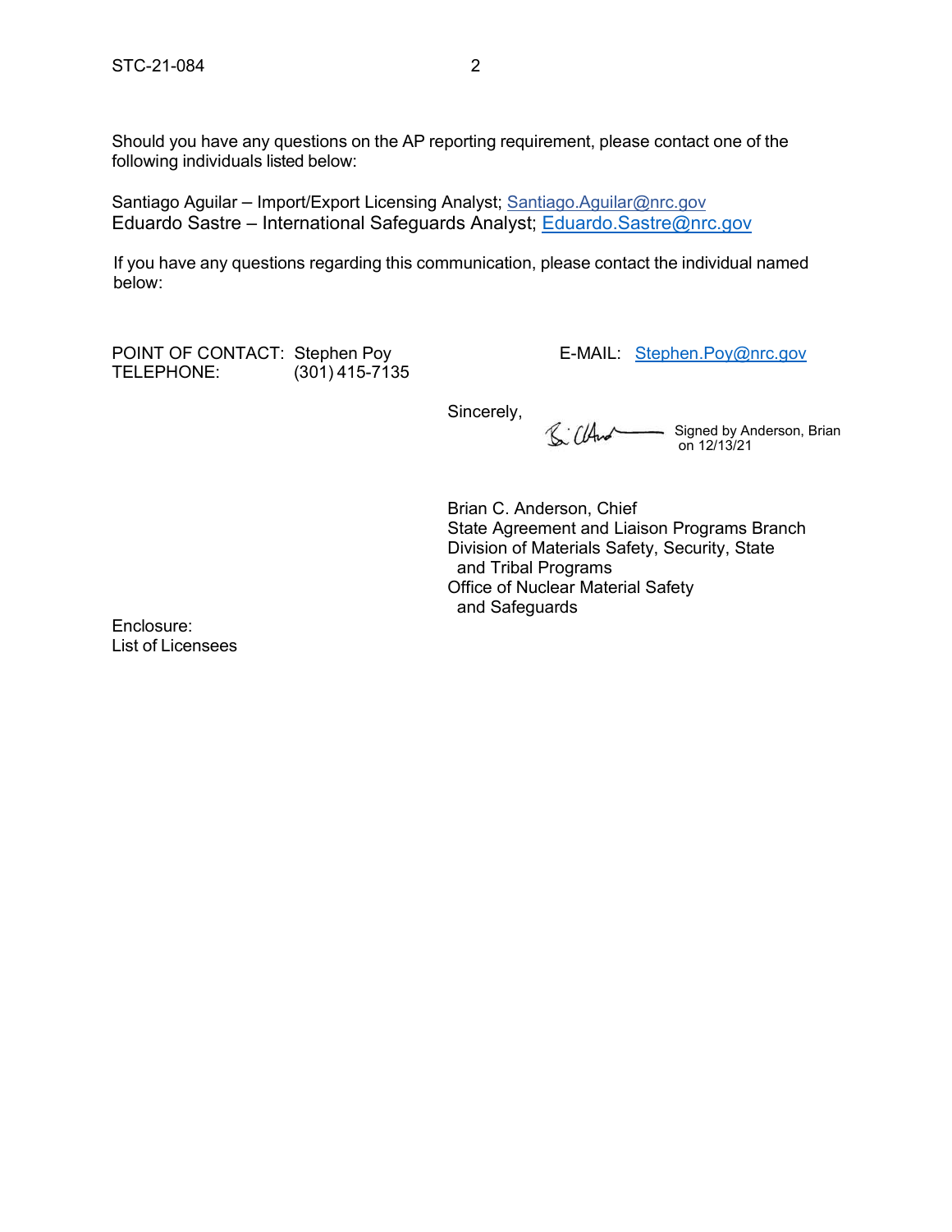Should you have any questions on the AP reporting requirement, please contact one of the following individuals listed below:

Santiago Aguilar – Import/Export Licensing Analyst; Santiago.Aguilar@nrc.gov
Eduardo Sastre – International Safeguards Analyst; Eduardo.Sastre@nrc.gov

If you have any questions regarding this communication, please contact the individual named below:

POINT OF CONTACT: Stephen Poy E-MAIL: Stephen.Poy@nrc.gov
TELEPHONE: (301) 415-7135

Sincerely,

Signed by Anderson, Brian on 12/13/21

Brian C. Anderson, Chief
State Agreement and Liaison Programs Branch
Division of Materials Safety, Security, State and Tribal Programs
Office of Nuclear Material Safety and Safeguards

Enclosure:
List of Licensees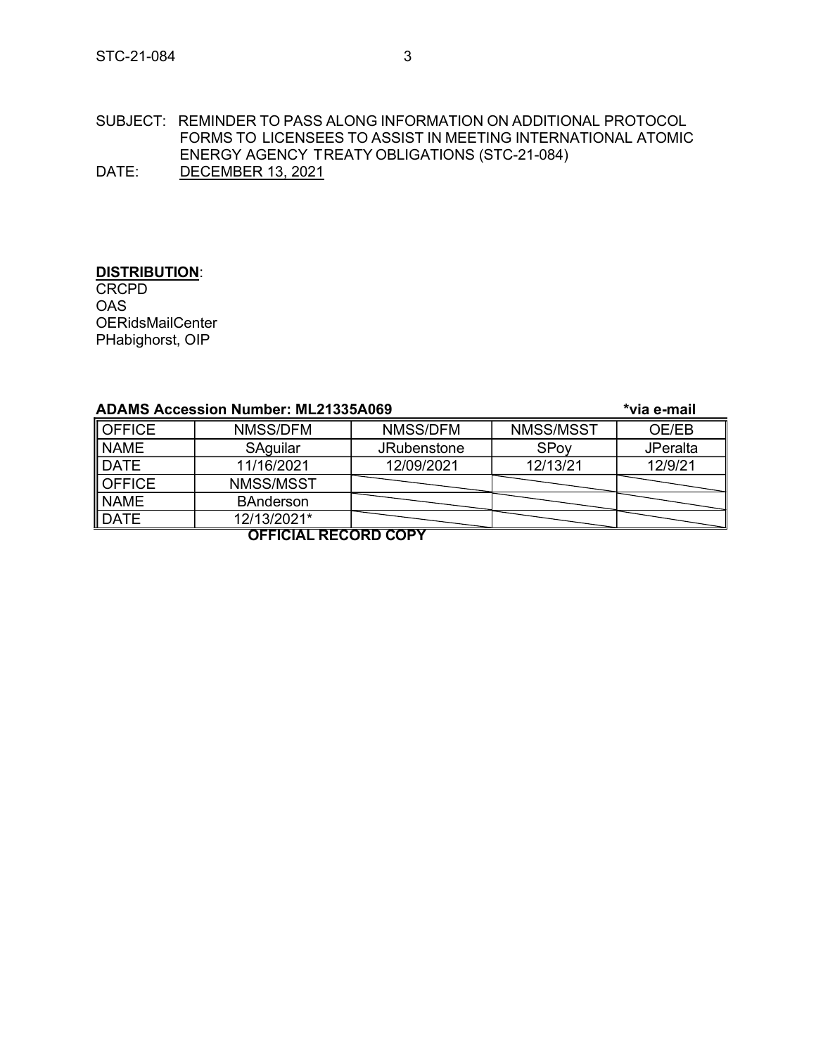SUBJECT: REMINDER TO PASS ALONG INFORMATION ON ADDITIONAL PROTOCOL FORMS TO LICENSEES TO ASSIST IN MEETING INTERNATIONAL ATOMIC ENERGY AGENCY TREATY OBLIGATIONS (STC-21-084)

DATE: DECEMBER 13, 2021

**DISTRIBUTION**:
CRCPD
OAS
OERidsMailCenter
PHabighorst, OIP

**ADAMS Accession Number: ML21335A069** **\*via e-mail**

| OFFICE | NMSS/DFM | NMSS/DFM | NMSS/MSST | OE/EB |
|---|---|---|---|---|
| NAME | SAguilar | JRubenstone | SPoy | JPeralta |
| DATE | 11/16/2021 | 12/09/2021 | 12/13/21 | 12/9/21 |
| OFFICE | NMSS/MSST | | | |
| NAME | BAnderson | | | |
| DATE | 12/13/2021* | | | |

**OFFICIAL RECORD COPY**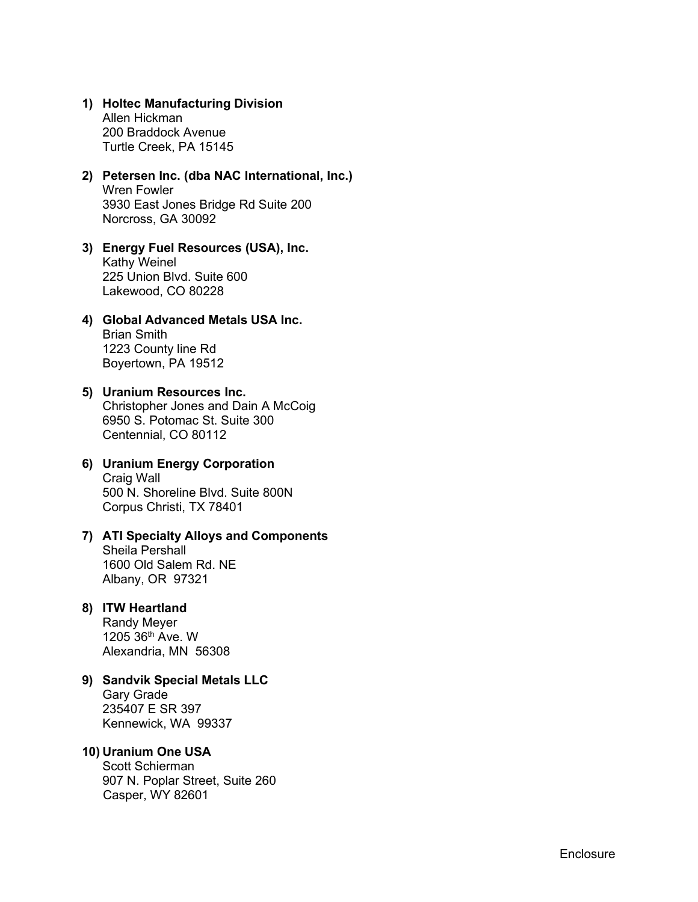1) **Holtec Manufacturing Division**
   Allen Hickman
   200 Braddock Avenue
   Turtle Creek, PA 15145

2) **Petersen Inc. (dba NAC International, Inc.)**
   Wren Fowler
   3930 East Jones Bridge Rd Suite 200
   Norcross, GA 30092

3) **Energy Fuel Resources (USA), Inc.**
   Kathy Weinel
   225 Union Blvd. Suite 600
   Lakewood, CO 80228

4) **Global Advanced Metals USA Inc.**
   Brian Smith
   1223 County line Rd
   Boyertown, PA 19512

5) **Uranium Resources Inc.**
   Christopher Jones and Dain A McCoig
   6950 S. Potomac St. Suite 300
   Centennial, CO 80112

6) **Uranium Energy Corporation**
   Craig Wall
   500 N. Shoreline Blvd. Suite 800N
   Corpus Christi, TX 78401

7) **ATI Specialty Alloys and Components**
   Sheila Pershall
   1600 Old Salem Rd. NE
   Albany, OR 97321

8) **ITW Heartland**
   Randy Meyer
   1205 36th Ave. W
   Alexandria, MN 56308

9) **Sandvik Special Metals LLC**
   Gary Grade
   235407 E SR 397
   Kennewick, WA 99337

10) **Uranium One USA**
    Scott Schierman
    907 N. Poplar Street, Suite 260
    Casper, WY 82601

Enclosure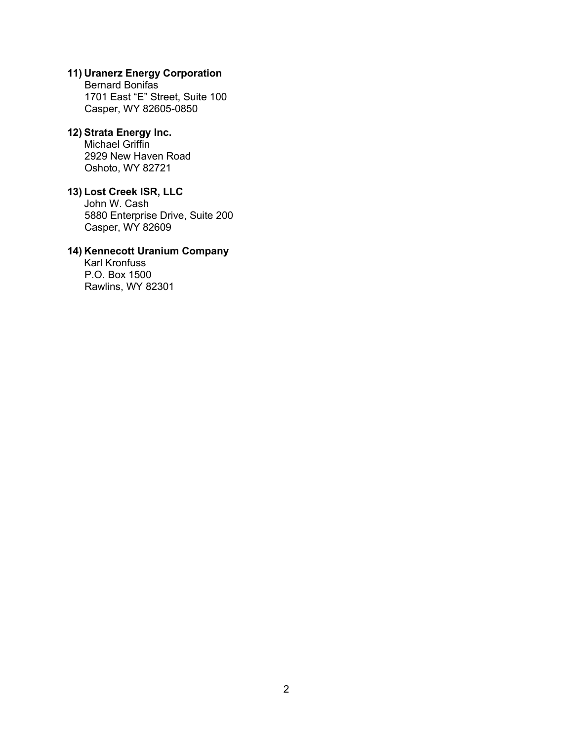11) **Uranerz Energy Corporation**
Bernard Bonifas
1701 East “E” Street, Suite 100
Casper, WY 82605-0850

12) **Strata Energy Inc.**
Michael Griffin
2929 New Haven Road
Oshoto, WY 82721

13) **Lost Creek ISR, LLC**
John W. Cash
5880 Enterprise Drive, Suite 200
Casper, WY 82609

14) **Kennecott Uranium Company**
Karl Kronfuss
P.O. Box 1500
Rawlins, WY 82301